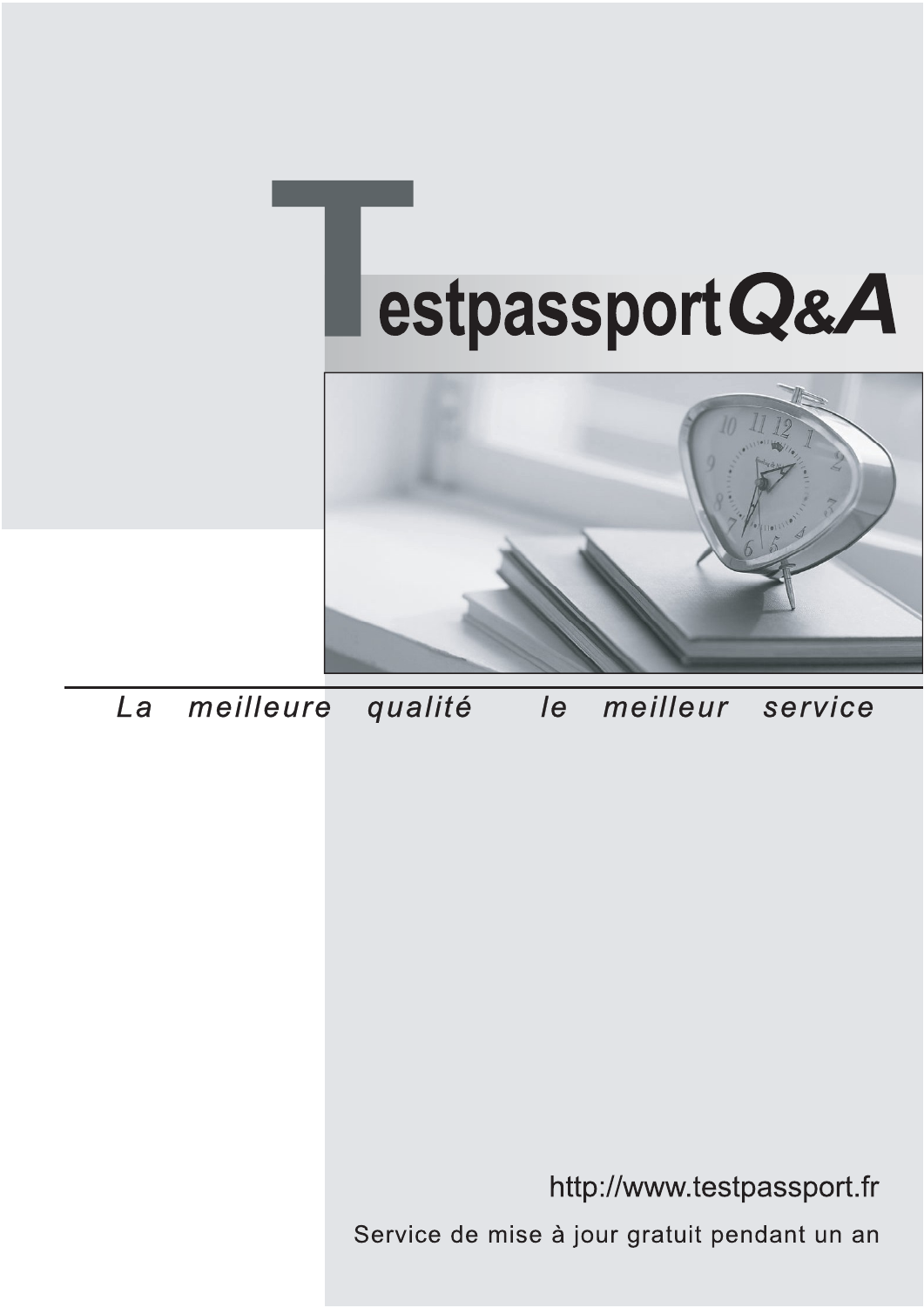# TestpassportQ&A

*La meilleure qualité le meilleur service*

http://www.testpassport.fr

Service de mise à jour gratuit pendant un an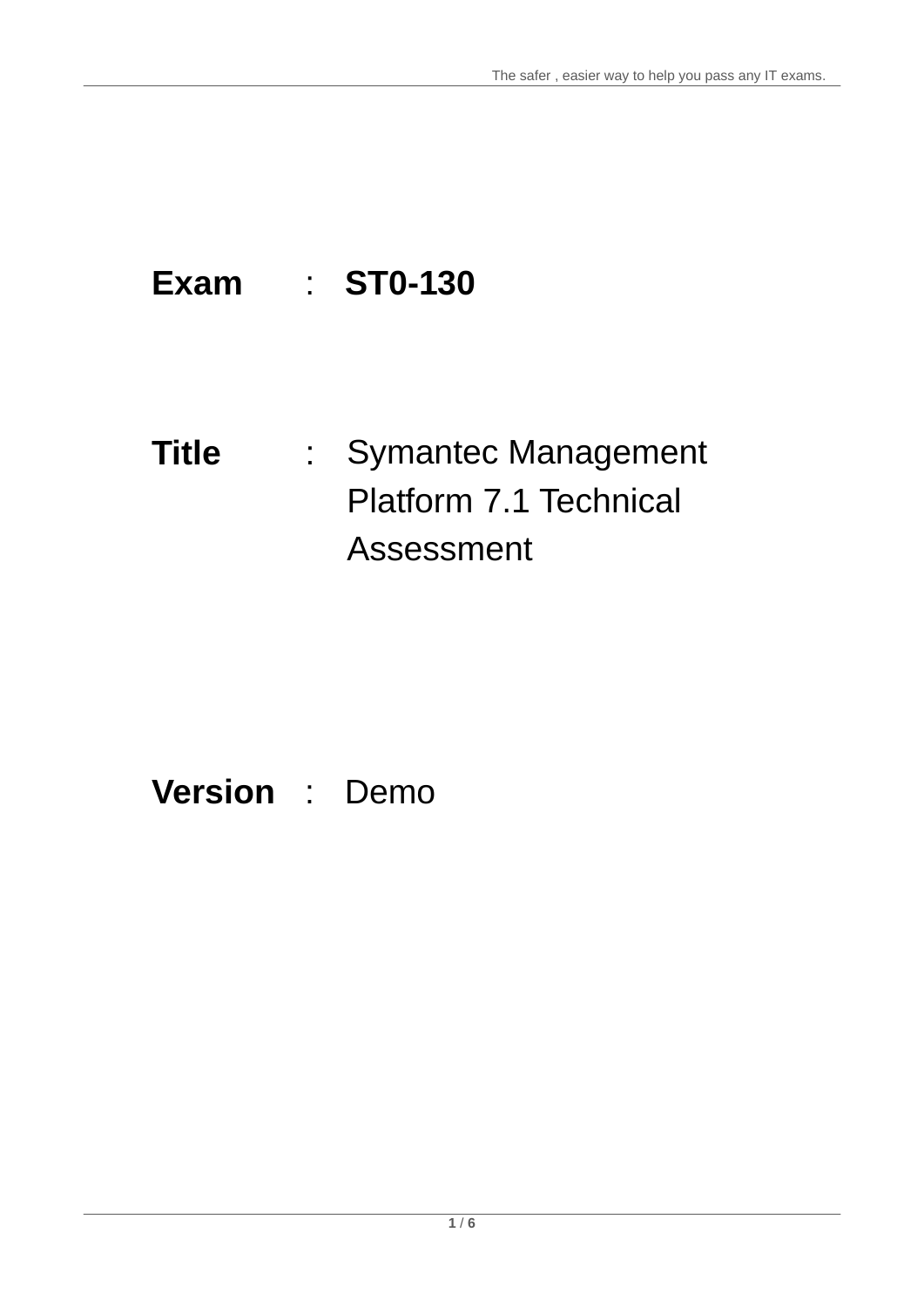**Exam** : **ST0-130**

**Title** : Symantec Management Platform 7.1 Technical Assessment

**Version** : Demo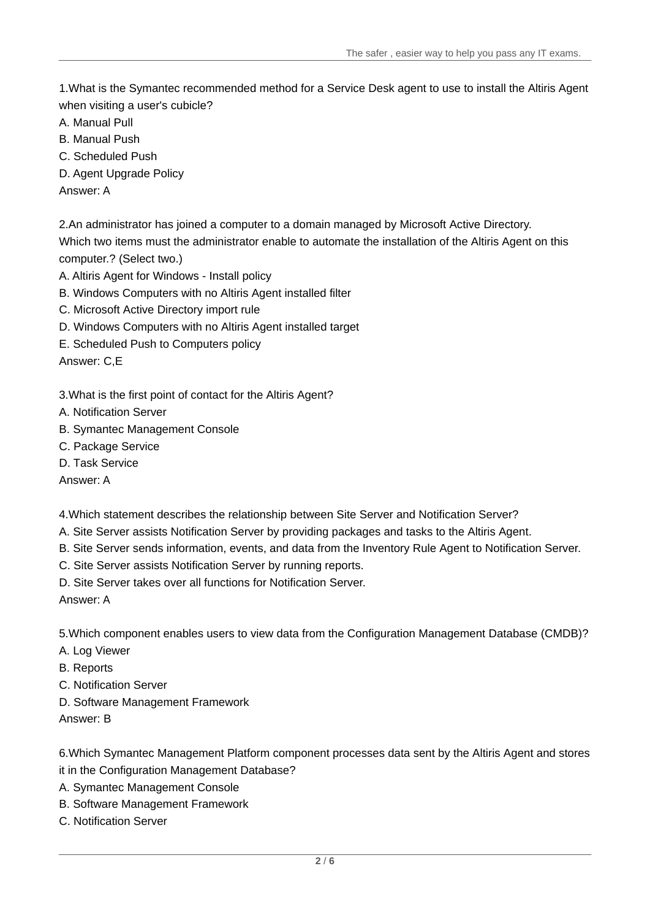1.What is the Symantec recommended method for a Service Desk agent to use to install the Altiris Agent when visiting a user's cubicle?

A. Manual Pull

B. Manual Push

C. Scheduled Push

D. Agent Upgrade Policy

Answer: A

2.An administrator has joined a computer to a domain managed by Microsoft Active Directory. Which two items must the administrator enable to automate the installation of the Altiris Agent on this computer.? (Select two.)

A. Altiris Agent for Windows - Install policy

B. Windows Computers with no Altiris Agent installed filter

C. Microsoft Active Directory import rule

D. Windows Computers with no Altiris Agent installed target

E. Scheduled Push to Computers policy

Answer: C,E

3.What is the first point of contact for the Altiris Agent?

A. Notification Server

B. Symantec Management Console

C. Package Service

D. Task Service

Answer: A

4.Which statement describes the relationship between Site Server and Notification Server?

A. Site Server assists Notification Server by providing packages and tasks to the Altiris Agent.

B. Site Server sends information, events, and data from the Inventory Rule Agent to Notification Server.

C. Site Server assists Notification Server by running reports.

D. Site Server takes over all functions for Notification Server.

Answer: A

5.Which component enables users to view data from the Configuration Management Database (CMDB)?

A. Log Viewer

B. Reports

C. Notification Server

D. Software Management Framework

Answer: B

6.Which Symantec Management Platform component processes data sent by the Altiris Agent and stores it in the Configuration Management Database?

A. Symantec Management Console

B. Software Management Framework

C. Notification Server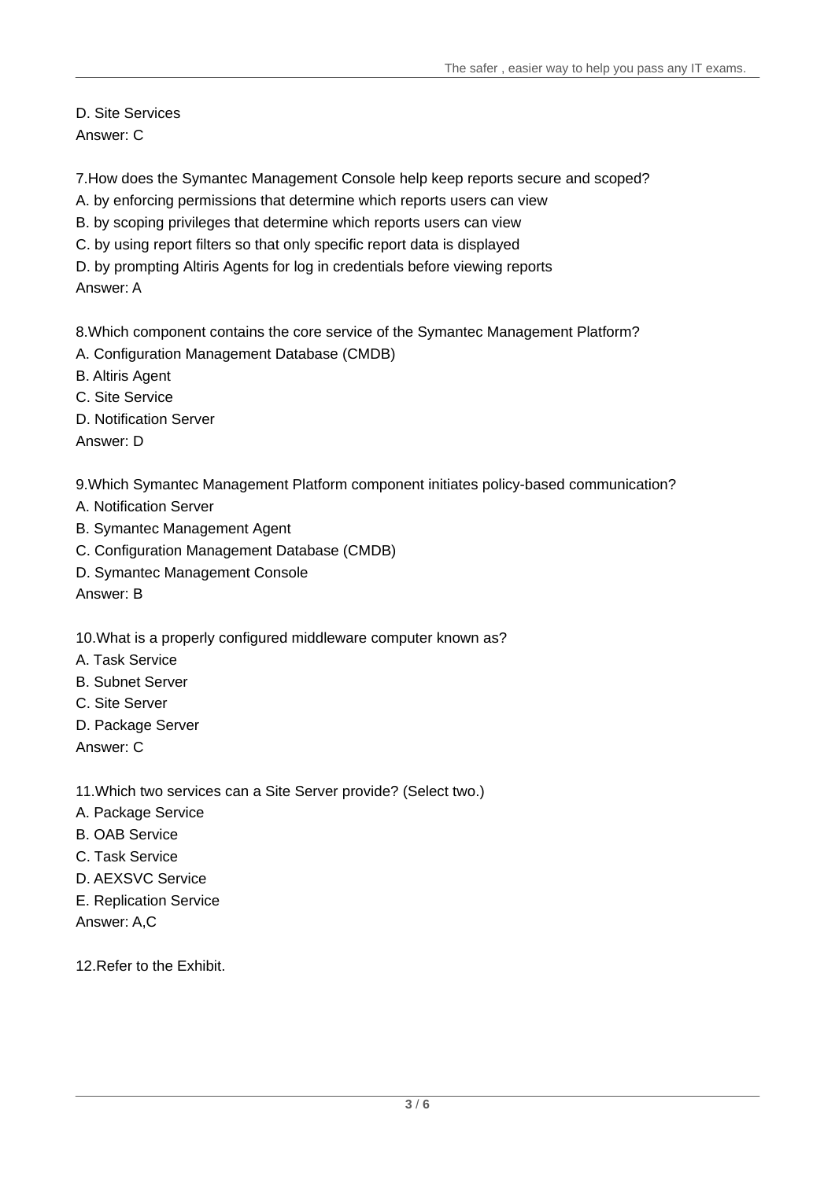D. Site Services
Answer: C

7.How does the Symantec Management Console help keep reports secure and scoped?
A. by enforcing permissions that determine which reports users can view
B. by scoping privileges that determine which reports users can view
C. by using report filters so that only specific report data is displayed
D. by prompting Altiris Agents for log in credentials before viewing reports
Answer: A

8.Which component contains the core service of the Symantec Management Platform?
A. Configuration Management Database (CMDB)
B. Altiris Agent
C. Site Service
D. Notification Server
Answer: D

9.Which Symantec Management Platform component initiates policy-based communication?
A. Notification Server
B. Symantec Management Agent
C. Configuration Management Database (CMDB)
D. Symantec Management Console
Answer: B

10.What is a properly configured middleware computer known as?
A. Task Service
B. Subnet Server
C. Site Server
D. Package Server
Answer: C

11.Which two services can a Site Server provide? (Select two.)
A. Package Service
B. OAB Service
C. Task Service
D. AEXSVC Service
E. Replication Service
Answer: A,C

12.Refer to the Exhibit.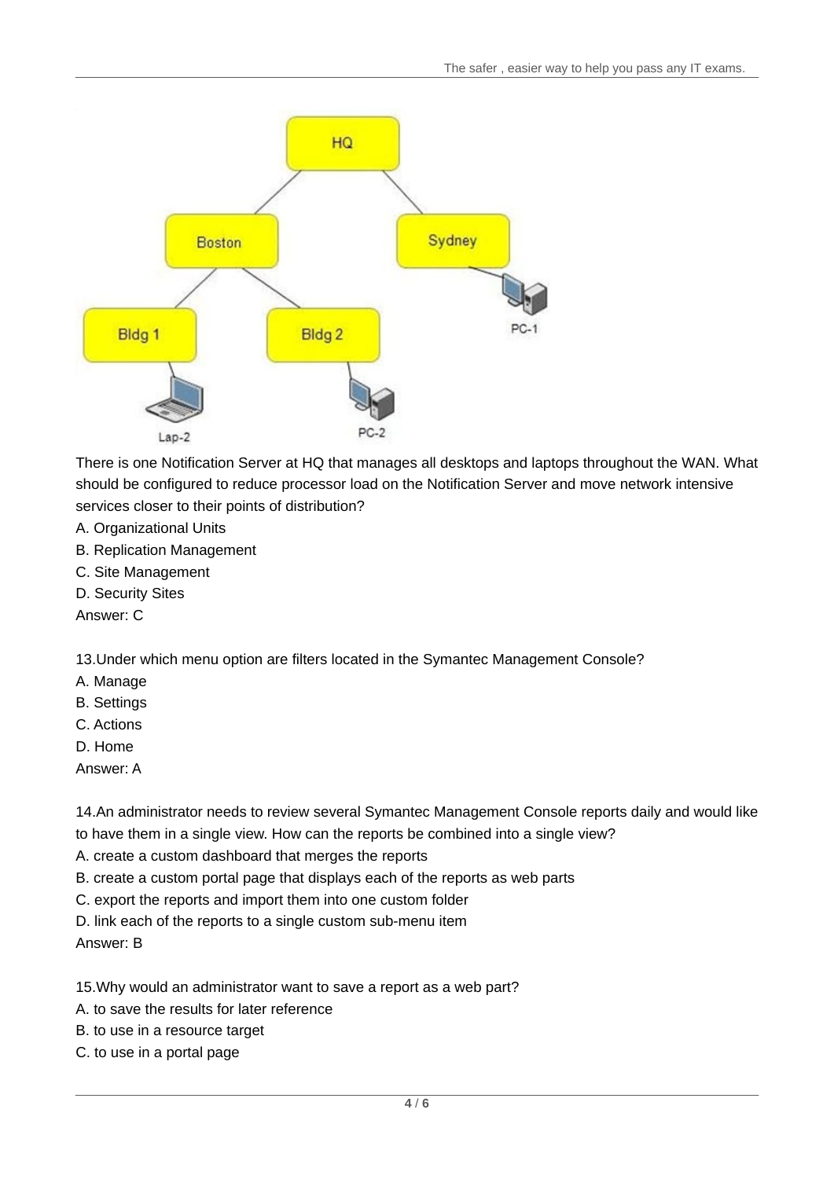There is one Notification Server at HQ that manages all desktops and laptops throughout the WAN. What should be configured to reduce processor load on the Notification Server and move network intensive services closer to their points of distribution?

A. Organizational Units
B. Replication Management
C. Site Management
D. Security Sites

Answer: C

13.Under which menu option are filters located in the Symantec Management Console?

A. Manage
B. Settings
C. Actions
D. Home

Answer: A

14.An administrator needs to review several Symantec Management Console reports daily and would like to have them in a single view. How can the reports be combined into a single view?

A. create a custom dashboard that merges the reports
B. create a custom portal page that displays each of the reports as web parts
C. export the reports and import them into one custom folder
D. link each of the reports to a single custom sub-menu item

Answer: B

15.Why would an administrator want to save a report as a web part?

A. to save the results for later reference
B. to use in a resource target
C. to use in a portal page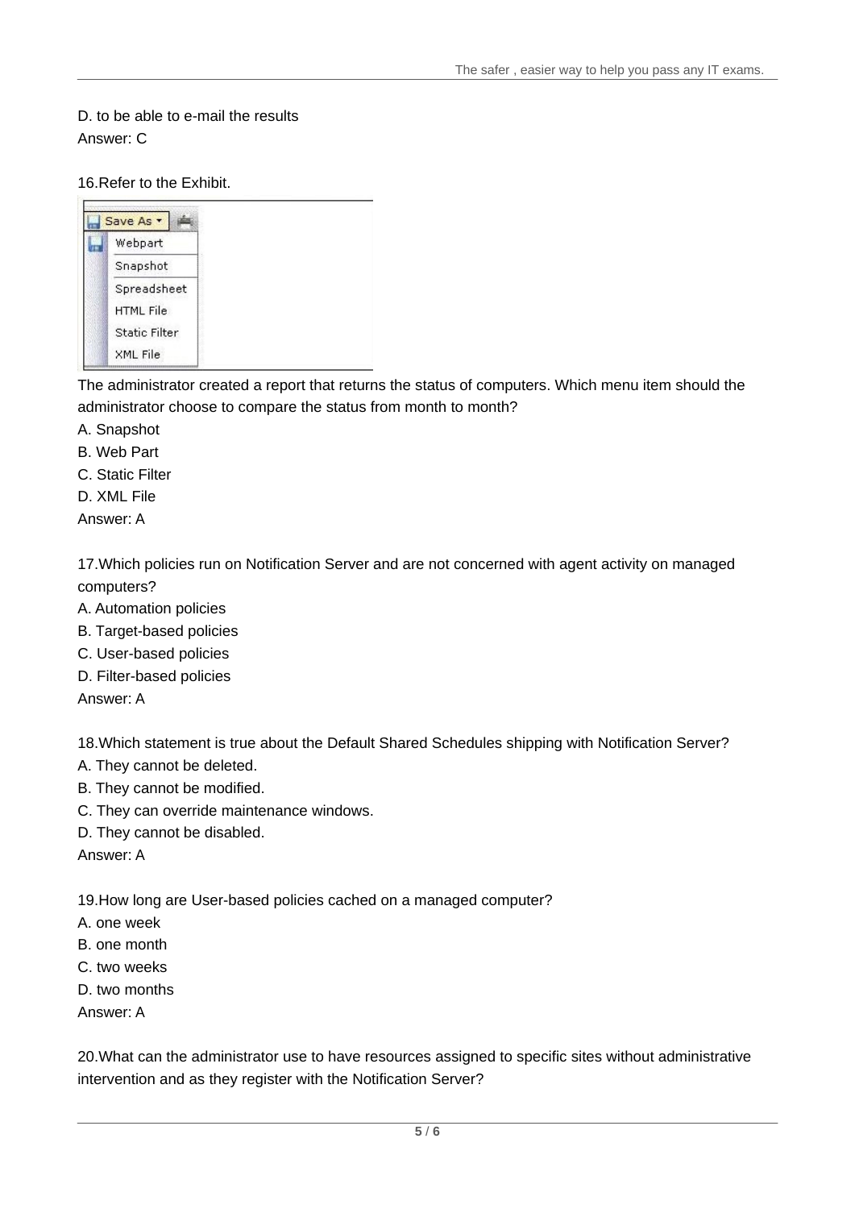D. to be able to e-mail the results

Answer: C

16.Refer to the Exhibit.

The administrator created a report that returns the status of computers. Which menu item should the administrator choose to compare the status from month to month?

A. Snapshot

B. Web Part

C. Static Filter

D. XML File

Answer: A

17.Which policies run on Notification Server and are not concerned with agent activity on managed computers?

A. Automation policies

B. Target-based policies

C. User-based policies

D. Filter-based policies

Answer: A

18.Which statement is true about the Default Shared Schedules shipping with Notification Server?

A. They cannot be deleted.

B. They cannot be modified.

C. They can override maintenance windows.

D. They cannot be disabled.

Answer: A

19.How long are User-based policies cached on a managed computer?

A. one week

B. one month

C. two weeks

D. two months

Answer: A

20.What can the administrator use to have resources assigned to specific sites without administrative intervention and as they register with the Notification Server?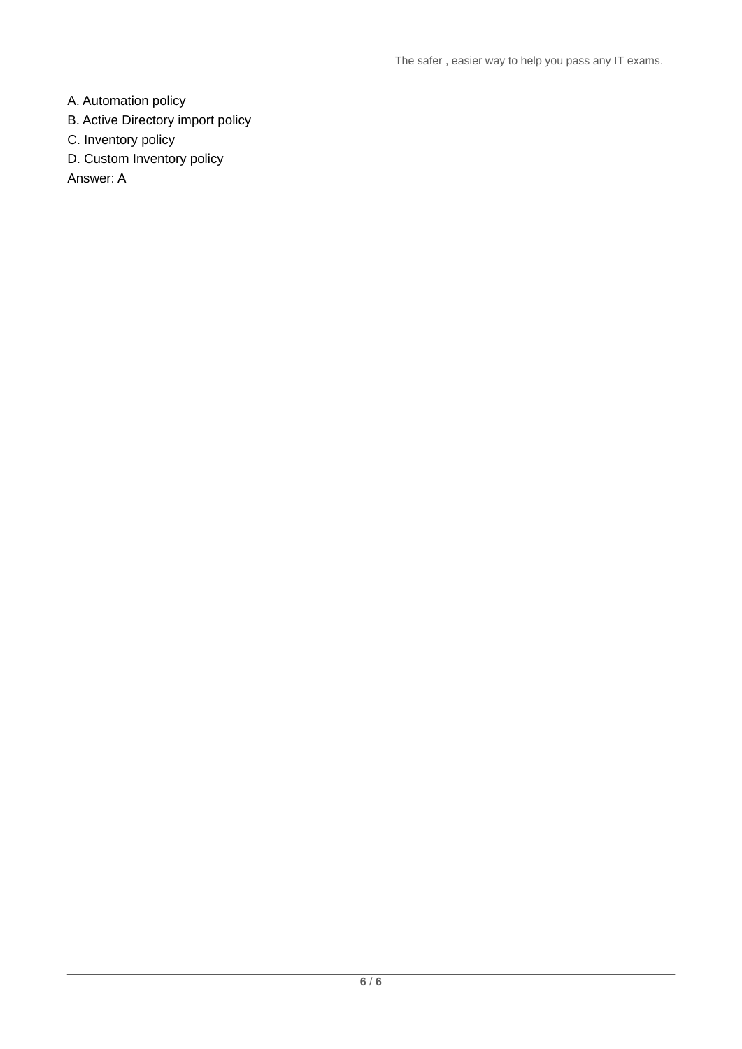A. Automation policy

B. Active Directory import policy

C. Inventory policy

D. Custom Inventory policy

Answer: A